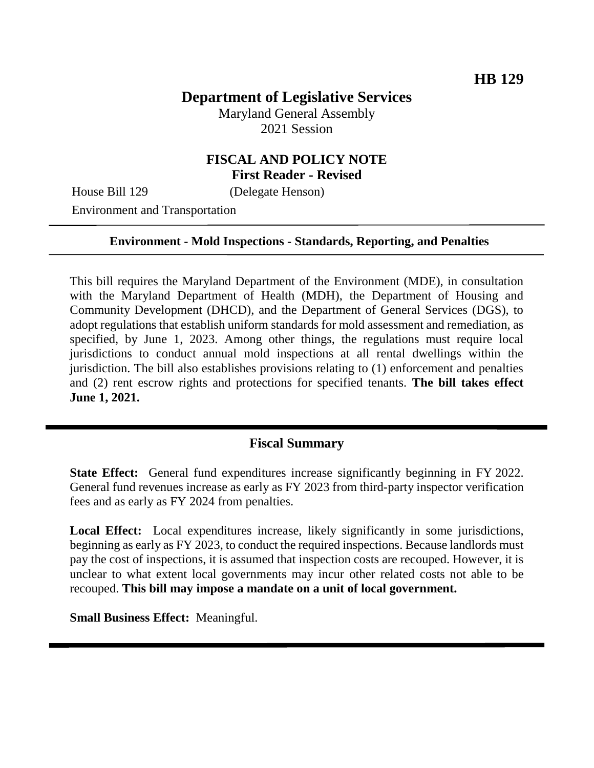**HB 129**

# Department of Legislative Services

Maryland General Assembly
2021 Session

## FISCAL AND POLICY NOTE
**First Reader - Revised**

House Bill 129 (Delegate Henson)
Environment and Transportation

**Environment - Mold Inspections - Standards, Reporting, and Penalties**

This bill requires the Maryland Department of the Environment (MDE), in consultation with the Maryland Department of Health (MDH), the Department of Housing and Community Development (DHCD), and the Department of General Services (DGS), to adopt regulations that establish uniform standards for mold assessment and remediation, as specified, by June 1, 2023. Among other things, the regulations must require local jurisdictions to conduct annual mold inspections at all rental dwellings within the jurisdiction. The bill also establishes provisions relating to (1) enforcement and penalties and (2) rent escrow rights and protections for specified tenants. **The bill takes effect June 1, 2021.**

## Fiscal Summary

**State Effect:** General fund expenditures increase significantly beginning in FY 2022. General fund revenues increase as early as FY 2023 from third-party inspector verification fees and as early as FY 2024 from penalties.

**Local Effect:** Local expenditures increase, likely significantly in some jurisdictions, beginning as early as FY 2023, to conduct the required inspections. Because landlords must pay the cost of inspections, it is assumed that inspection costs are recouped. However, it is unclear to what extent local governments may incur other related costs not able to be recouped. **This bill may impose a mandate on a unit of local government.**

**Small Business Effect:** Meaningful.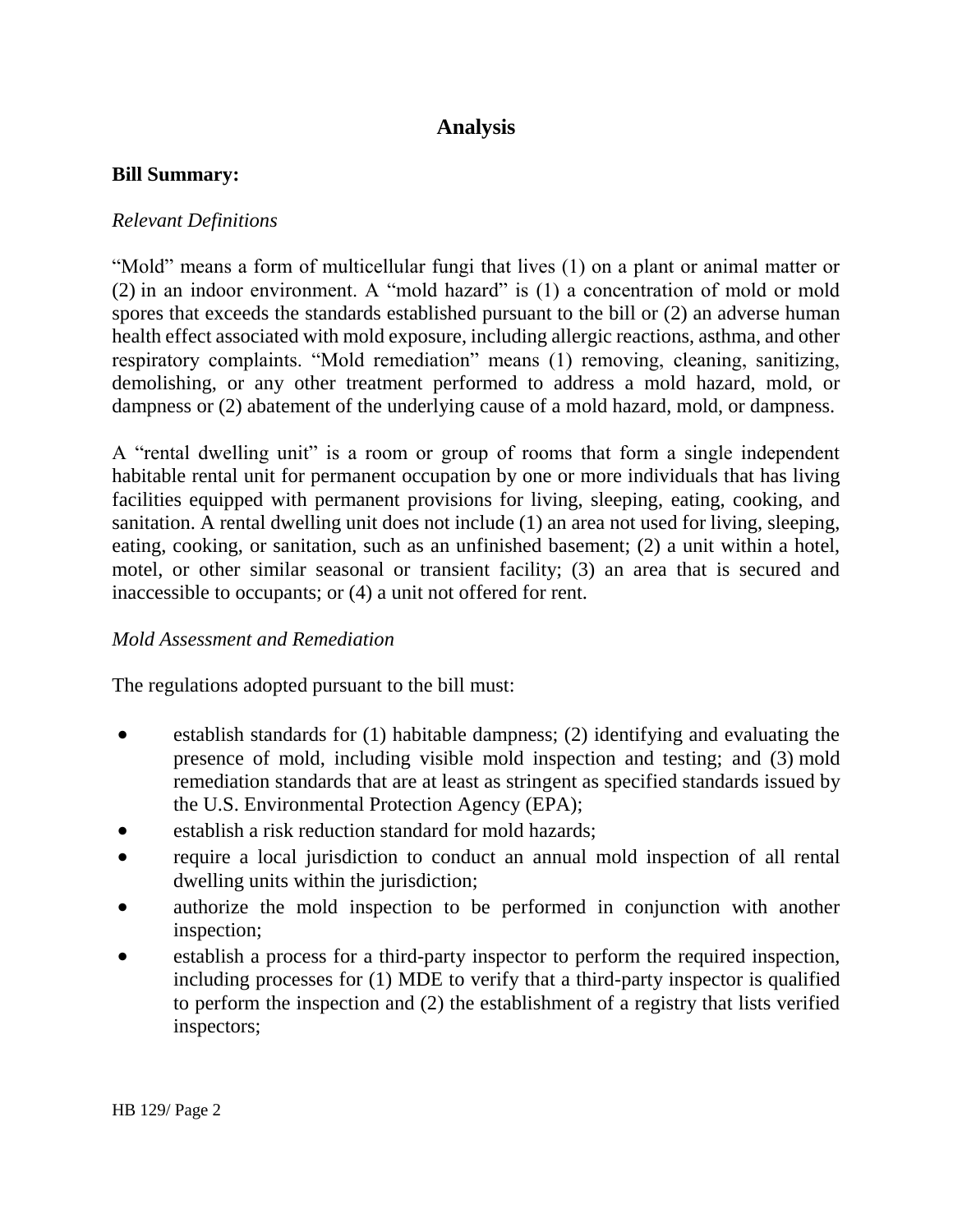## Analysis

**Bill Summary:**

*Relevant Definitions*

"Mold" means a form of multicellular fungi that lives (1) on a plant or animal matter or (2) in an indoor environment. A "mold hazard" is (1) a concentration of mold or mold spores that exceeds the standards established pursuant to the bill or (2) an adverse human health effect associated with mold exposure, including allergic reactions, asthma, and other respiratory complaints. "Mold remediation" means (1) removing, cleaning, sanitizing, demolishing, or any other treatment performed to address a mold hazard, mold, or dampness or (2) abatement of the underlying cause of a mold hazard, mold, or dampness.

A "rental dwelling unit" is a room or group of rooms that form a single independent habitable rental unit for permanent occupation by one or more individuals that has living facilities equipped with permanent provisions for living, sleeping, eating, cooking, and sanitation. A rental dwelling unit does not include (1) an area not used for living, sleeping, eating, cooking, or sanitation, such as an unfinished basement; (2) a unit within a hotel, motel, or other similar seasonal or transient facility; (3) an area that is secured and inaccessible to occupants; or (4) a unit not offered for rent.

*Mold Assessment and Remediation*

The regulations adopted pursuant to the bill must:

- establish standards for (1) habitable dampness; (2) identifying and evaluating the presence of mold, including visible mold inspection and testing; and (3) mold remediation standards that are at least as stringent as specified standards issued by the U.S. Environmental Protection Agency (EPA);
- establish a risk reduction standard for mold hazards;
- require a local jurisdiction to conduct an annual mold inspection of all rental dwelling units within the jurisdiction;
- authorize the mold inspection to be performed in conjunction with another inspection;
- establish a process for a third-party inspector to perform the required inspection, including processes for (1) MDE to verify that a third-party inspector is qualified to perform the inspection and (2) the establishment of a registry that lists verified inspectors;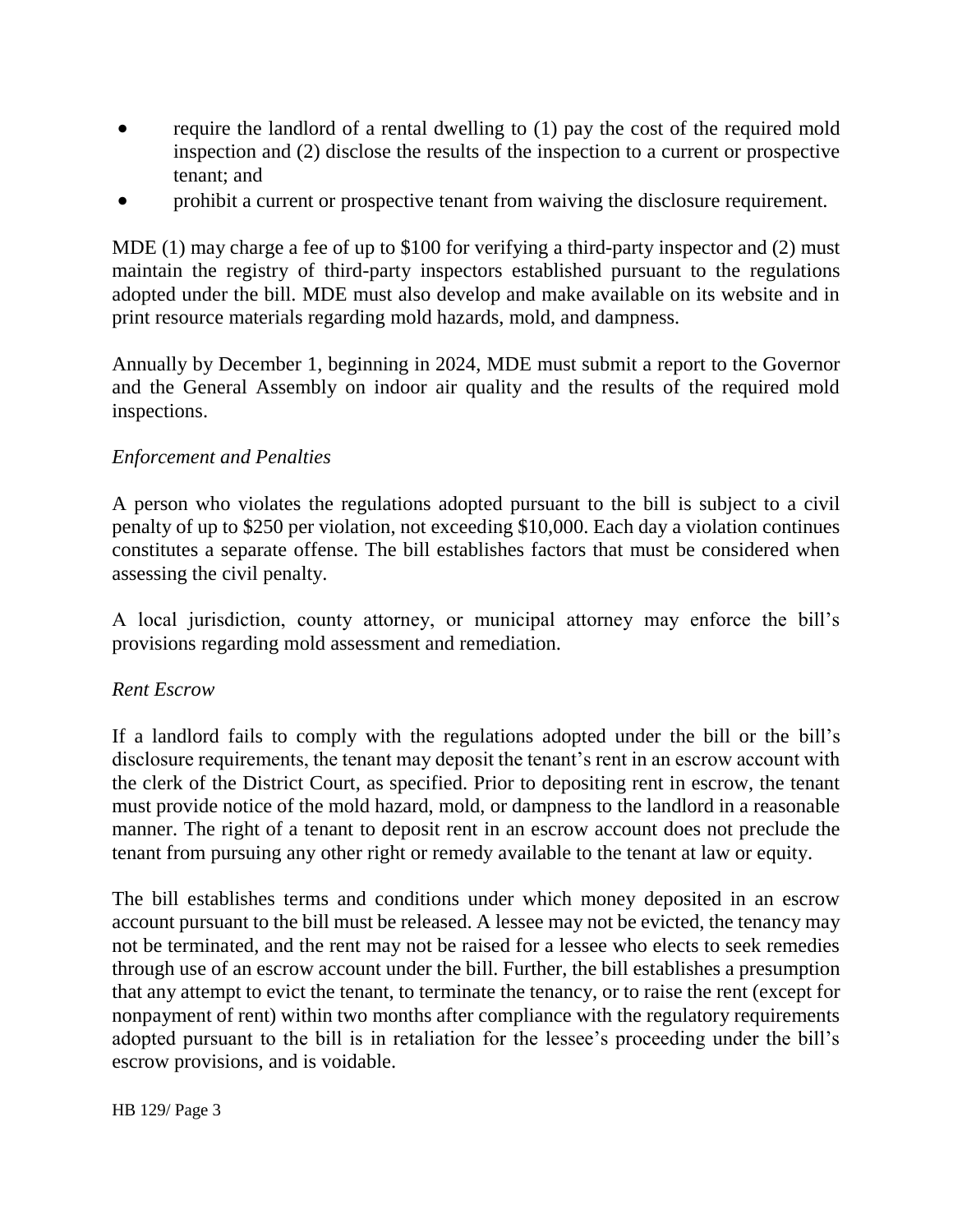- require the landlord of a rental dwelling to (1) pay the cost of the required mold inspection and (2) disclose the results of the inspection to a current or prospective tenant; and
- prohibit a current or prospective tenant from waiving the disclosure requirement.

MDE (1) may charge a fee of up to $100 for verifying a third-party inspector and (2) must maintain the registry of third-party inspectors established pursuant to the regulations adopted under the bill. MDE must also develop and make available on its website and in print resource materials regarding mold hazards, mold, and dampness.

Annually by December 1, beginning in 2024, MDE must submit a report to the Governor and the General Assembly on indoor air quality and the results of the required mold inspections.

*Enforcement and Penalties*

A person who violates the regulations adopted pursuant to the bill is subject to a civil penalty of up to $250 per violation, not exceeding $10,000. Each day a violation continues constitutes a separate offense. The bill establishes factors that must be considered when assessing the civil penalty.

A local jurisdiction, county attorney, or municipal attorney may enforce the bill's provisions regarding mold assessment and remediation.

*Rent Escrow*

If a landlord fails to comply with the regulations adopted under the bill or the bill's disclosure requirements, the tenant may deposit the tenant's rent in an escrow account with the clerk of the District Court, as specified. Prior to depositing rent in escrow, the tenant must provide notice of the mold hazard, mold, or dampness to the landlord in a reasonable manner. The right of a tenant to deposit rent in an escrow account does not preclude the tenant from pursuing any other right or remedy available to the tenant at law or equity.

The bill establishes terms and conditions under which money deposited in an escrow account pursuant to the bill must be released. A lessee may not be evicted, the tenancy may not be terminated, and the rent may not be raised for a lessee who elects to seek remedies through use of an escrow account under the bill. Further, the bill establishes a presumption that any attempt to evict the tenant, to terminate the tenancy, or to raise the rent (except for nonpayment of rent) within two months after compliance with the regulatory requirements adopted pursuant to the bill is in retaliation for the lessee's proceeding under the bill's escrow provisions, and is voidable.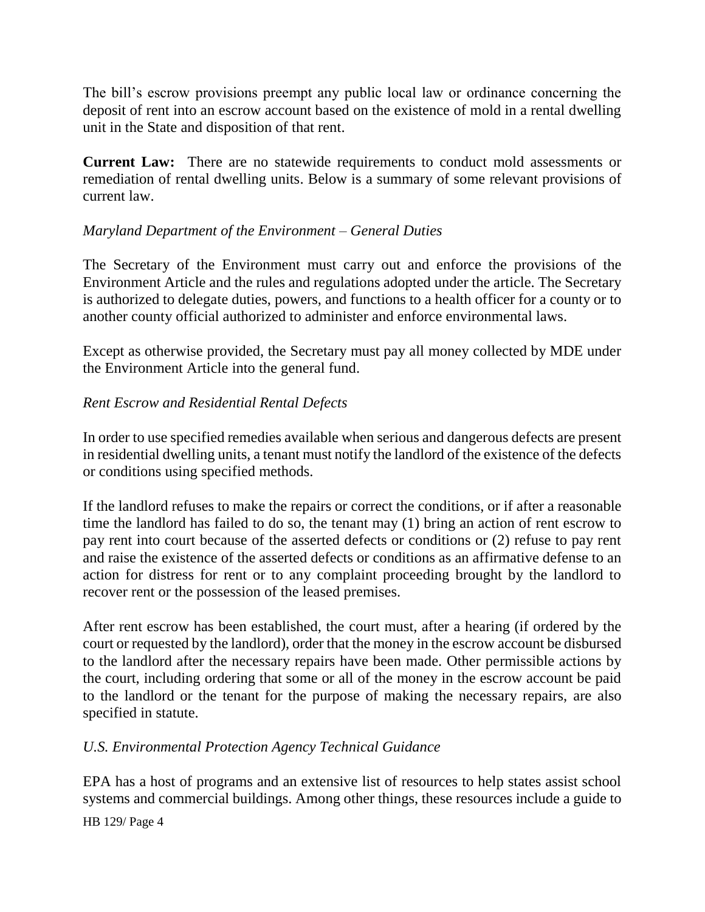The bill's escrow provisions preempt any public local law or ordinance concerning the deposit of rent into an escrow account based on the existence of mold in a rental dwelling unit in the State and disposition of that rent.

**Current Law:** There are no statewide requirements to conduct mold assessments or remediation of rental dwelling units. Below is a summary of some relevant provisions of current law.

*Maryland Department of the Environment – General Duties*

The Secretary of the Environment must carry out and enforce the provisions of the Environment Article and the rules and regulations adopted under the article. The Secretary is authorized to delegate duties, powers, and functions to a health officer for a county or to another county official authorized to administer and enforce environmental laws.

Except as otherwise provided, the Secretary must pay all money collected by MDE under the Environment Article into the general fund.

*Rent Escrow and Residential Rental Defects*

In order to use specified remedies available when serious and dangerous defects are present in residential dwelling units, a tenant must notify the landlord of the existence of the defects or conditions using specified methods.

If the landlord refuses to make the repairs or correct the conditions, or if after a reasonable time the landlord has failed to do so, the tenant may (1) bring an action of rent escrow to pay rent into court because of the asserted defects or conditions or (2) refuse to pay rent and raise the existence of the asserted defects or conditions as an affirmative defense to an action for distress for rent or to any complaint proceeding brought by the landlord to recover rent or the possession of the leased premises.

After rent escrow has been established, the court must, after a hearing (if ordered by the court or requested by the landlord), order that the money in the escrow account be disbursed to the landlord after the necessary repairs have been made. Other permissible actions by the court, including ordering that some or all of the money in the escrow account be paid to the landlord or the tenant for the purpose of making the necessary repairs, are also specified in statute.

*U.S. Environmental Protection Agency Technical Guidance*

EPA has a host of programs and an extensive list of resources to help states assist school systems and commercial buildings. Among other things, these resources include a guide to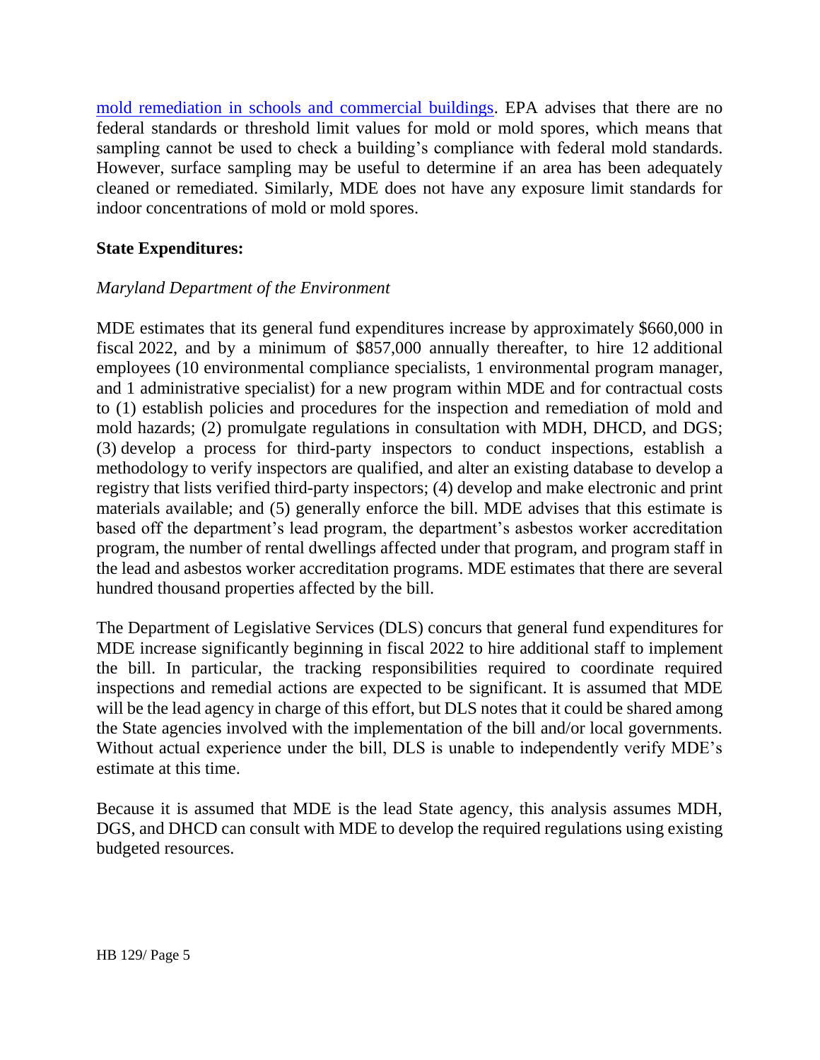mold remediation in schools and commercial buildings. EPA advises that there are no federal standards or threshold limit values for mold or mold spores, which means that sampling cannot be used to check a building's compliance with federal mold standards. However, surface sampling may be useful to determine if an area has been adequately cleaned or remediated. Similarly, MDE does not have any exposure limit standards for indoor concentrations of mold or mold spores.

**State Expenditures:**

*Maryland Department of the Environment*

MDE estimates that its general fund expenditures increase by approximately $660,000 in fiscal 2022, and by a minimum of $857,000 annually thereafter, to hire 12 additional employees (10 environmental compliance specialists, 1 environmental program manager, and 1 administrative specialist) for a new program within MDE and for contractual costs to (1) establish policies and procedures for the inspection and remediation of mold and mold hazards; (2) promulgate regulations in consultation with MDH, DHCD, and DGS; (3) develop a process for third-party inspectors to conduct inspections, establish a methodology to verify inspectors are qualified, and alter an existing database to develop a registry that lists verified third-party inspectors; (4) develop and make electronic and print materials available; and (5) generally enforce the bill. MDE advises that this estimate is based off the department's lead program, the department's asbestos worker accreditation program, the number of rental dwellings affected under that program, and program staff in the lead and asbestos worker accreditation programs. MDE estimates that there are several hundred thousand properties affected by the bill.

The Department of Legislative Services (DLS) concurs that general fund expenditures for MDE increase significantly beginning in fiscal 2022 to hire additional staff to implement the bill. In particular, the tracking responsibilities required to coordinate required inspections and remedial actions are expected to be significant. It is assumed that MDE will be the lead agency in charge of this effort, but DLS notes that it could be shared among the State agencies involved with the implementation of the bill and/or local governments. Without actual experience under the bill, DLS is unable to independently verify MDE's estimate at this time.

Because it is assumed that MDE is the lead State agency, this analysis assumes MDH, DGS, and DHCD can consult with MDE to develop the required regulations using existing budgeted resources.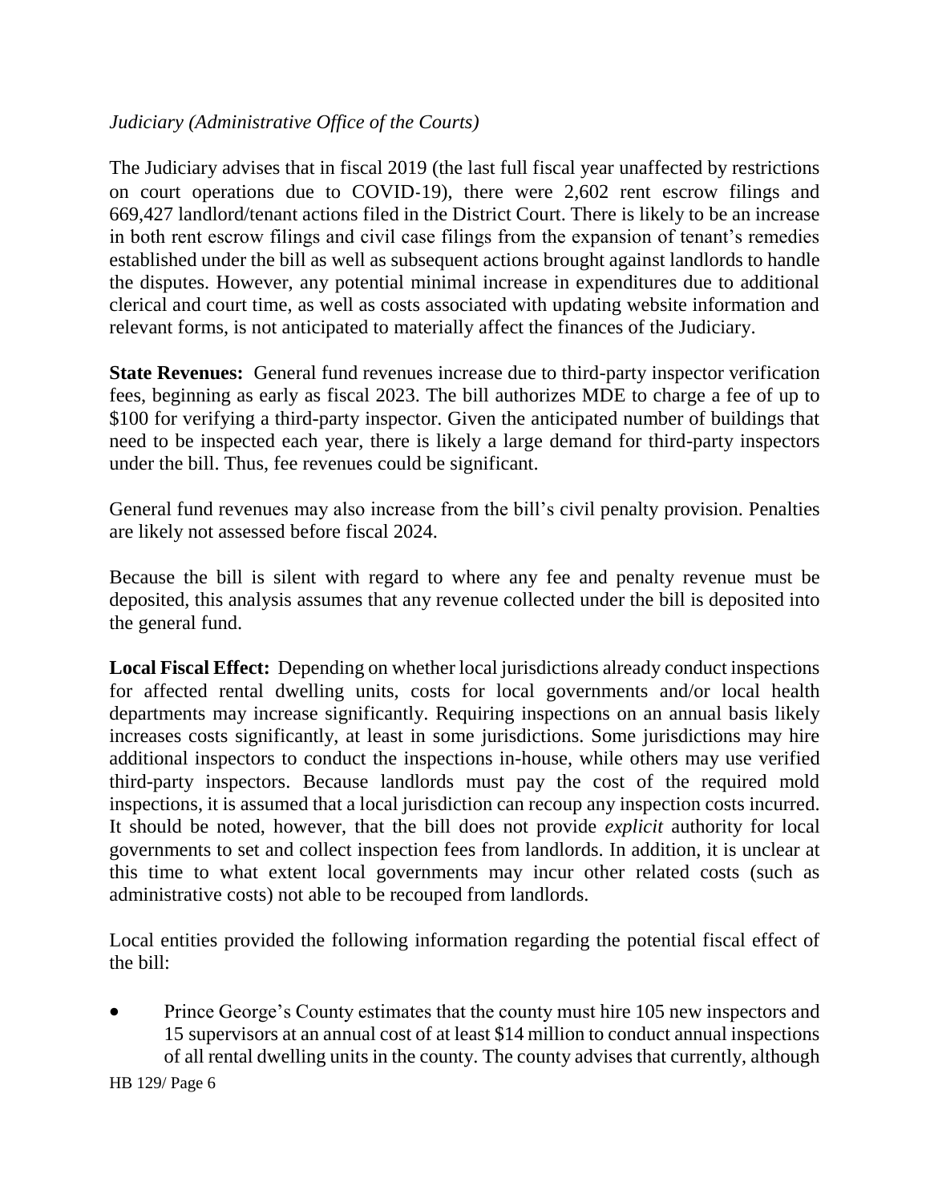*Judiciary (Administrative Office of the Courts)*

The Judiciary advises that in fiscal 2019 (the last full fiscal year unaffected by restrictions on court operations due to COVID-19), there were 2,602 rent escrow filings and 669,427 landlord/tenant actions filed in the District Court. There is likely to be an increase in both rent escrow filings and civil case filings from the expansion of tenant's remedies established under the bill as well as subsequent actions brought against landlords to handle the disputes. However, any potential minimal increase in expenditures due to additional clerical and court time, as well as costs associated with updating website information and relevant forms, is not anticipated to materially affect the finances of the Judiciary.

**State Revenues:** General fund revenues increase due to third-party inspector verification fees, beginning as early as fiscal 2023. The bill authorizes MDE to charge a fee of up to $100 for verifying a third-party inspector. Given the anticipated number of buildings that need to be inspected each year, there is likely a large demand for third-party inspectors under the bill. Thus, fee revenues could be significant.

General fund revenues may also increase from the bill's civil penalty provision. Penalties are likely not assessed before fiscal 2024.

Because the bill is silent with regard to where any fee and penalty revenue must be deposited, this analysis assumes that any revenue collected under the bill is deposited into the general fund.

**Local Fiscal Effect:** Depending on whether local jurisdictions already conduct inspections for affected rental dwelling units, costs for local governments and/or local health departments may increase significantly. Requiring inspections on an annual basis likely increases costs significantly, at least in some jurisdictions. Some jurisdictions may hire additional inspectors to conduct the inspections in-house, while others may use verified third-party inspectors. Because landlords must pay the cost of the required mold inspections, it is assumed that a local jurisdiction can recoup any inspection costs incurred. It should be noted, however, that the bill does not provide *explicit* authority for local governments to set and collect inspection fees from landlords. In addition, it is unclear at this time to what extent local governments may incur other related costs (such as administrative costs) not able to be recouped from landlords.

Local entities provided the following information regarding the potential fiscal effect of the bill:

- Prince George's County estimates that the county must hire 105 new inspectors and 15 supervisors at an annual cost of at least $14 million to conduct annual inspections of all rental dwelling units in the county. The county advises that currently, although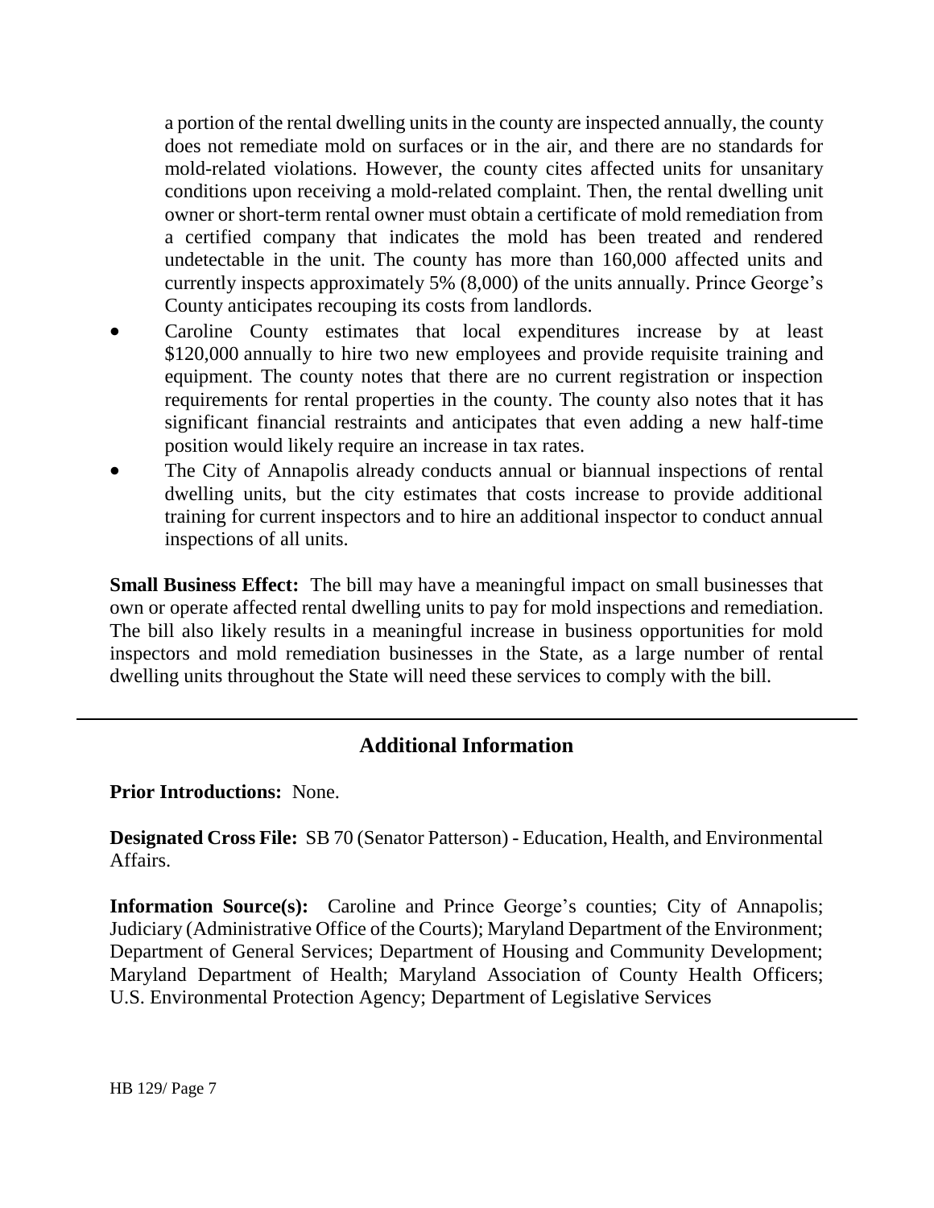a portion of the rental dwelling units in the county are inspected annually, the county does not remediate mold on surfaces or in the air, and there are no standards for mold-related violations. However, the county cites affected units for unsanitary conditions upon receiving a mold-related complaint. Then, the rental dwelling unit owner or short-term rental owner must obtain a certificate of mold remediation from a certified company that indicates the mold has been treated and rendered undetectable in the unit. The county has more than 160,000 affected units and currently inspects approximately 5% (8,000) of the units annually. Prince George's County anticipates recouping its costs from landlords.

- Caroline County estimates that local expenditures increase by at least $120,000 annually to hire two new employees and provide requisite training and equipment. The county notes that there are no current registration or inspection requirements for rental properties in the county. The county also notes that it has significant financial restraints and anticipates that even adding a new half-time position would likely require an increase in tax rates.
- The City of Annapolis already conducts annual or biannual inspections of rental dwelling units, but the city estimates that costs increase to provide additional training for current inspectors and to hire an additional inspector to conduct annual inspections of all units.

**Small Business Effect:** The bill may have a meaningful impact on small businesses that own or operate affected rental dwelling units to pay for mold inspections and remediation. The bill also likely results in a meaningful increase in business opportunities for mold inspectors and mold remediation businesses in the State, as a large number of rental dwelling units throughout the State will need these services to comply with the bill.

---

## Additional Information

**Prior Introductions:** None.

**Designated Cross File:** SB 70 (Senator Patterson) - Education, Health, and Environmental Affairs.

**Information Source(s):** Caroline and Prince George's counties; City of Annapolis; Judiciary (Administrative Office of the Courts); Maryland Department of the Environment; Department of General Services; Department of Housing and Community Development; Maryland Department of Health; Maryland Association of County Health Officers; U.S. Environmental Protection Agency; Department of Legislative Services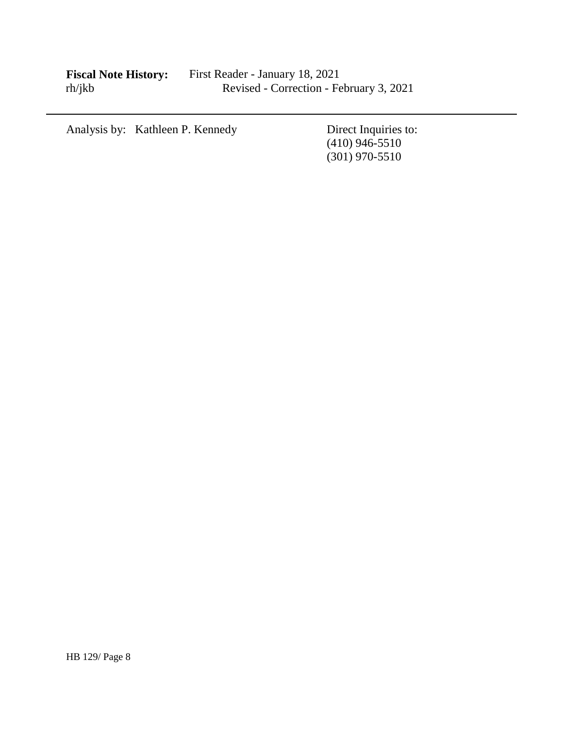**Fiscal Note History:** First Reader - January 18, 2021
rh/jkb Revised - Correction - February 3, 2021

---

Analysis by: Kathleen P. Kennedy

Direct Inquiries to:
(410) 946-5510
(301) 970-5510